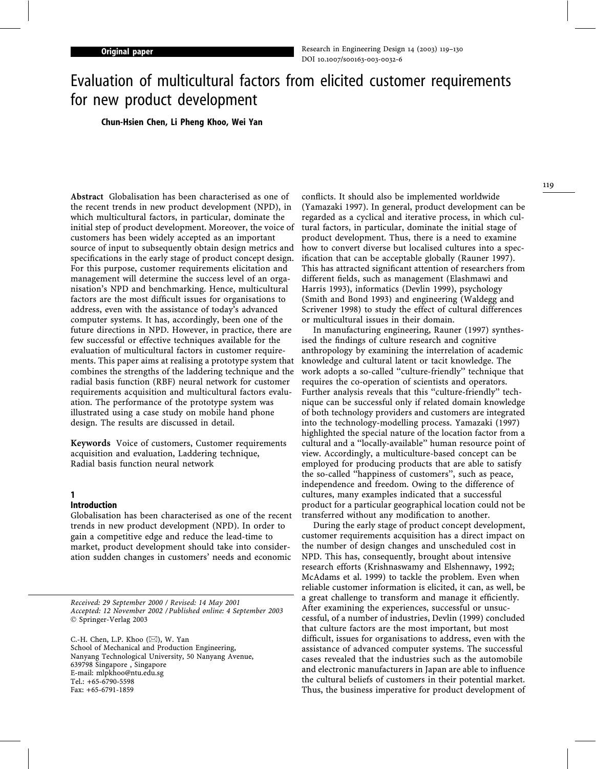**Original paper**

# Evaluation of multicultural factors from elicited customer requirements for new product development

**Chun-Hsien Chen, Li Pheng Khoo, Wei Yan**

**Abstract** Globalisation has been characterised as one of the recent trends in new product development (NPD), in which multicultural factors, in particular, dominate the initial step of product development. Moreover, the voice of customers has been widely accepted as an important source of input to subsequently obtain design metrics and specifications in the early stage of product concept design. For this purpose, customer requirements elicitation and management will determine the success level of an organisation's NPD and benchmarking. Hence, multicultural factors are the most difficult issues for organisations to address, even with the assistance of today's advanced computer systems. It has, accordingly, been one of the future directions in NPD. However, in practice, there are few successful or effective techniques available for the evaluation of multicultural factors in customer requirements. This paper aims at realising a prototype system that combines the strengths of the laddering technique and the radial basis function (RBF) neural network for customer requirements acquisition and multicultural factors evaluation. The performance of the prototype system was illustrated using a case study on mobile hand phone design. The results are discussed in detail.

**Keywords** Voice of customers, Customer requirements acquisition and evaluation, Laddering technique, Radial basis function neural network

## 1 Introduction

Globalisation has been characterised as one of the recent trends in new product development (NPD). In order to gain a competitive edge and reduce the lead-time to market, product development should take into consideration sudden changes in customers' needs and economic conflicts. It should also be implemented worldwide (Yamazaki 1997). In general, product development can be regarded as a cyclical and iterative process, in which cultural factors, in particular, dominate the initial stage of product development. Thus, there is a need to examine how to convert diverse but localised cultures into a specification that can be acceptable globally (Rauner 1997). This has attracted significant attention of researchers from different fields, such as management (Elashmawi and Harris 1993), informatics (Devlin 1999), psychology (Smith and Bond 1993) and engineering (Waldegg and Scrivener 1998) to study the effect of cultural differences or multicultural issues in their domain.

In manufacturing engineering, Rauner (1997) synthesised the findings of culture research and cognitive anthropology by examining the interrelation of academic knowledge and cultural latent or tacit knowledge. The work adopts a so-called "culture-friendly" technique that requires the co-operation of scientists and operators. Further analysis reveals that this "culture-friendly" technique can be successful only if related domain knowledge of both technology providers and customers are integrated into the technology-modelling process. Yamazaki (1997) highlighted the special nature of the location factor from a cultural and a "locally-available" human resource point of view. Accordingly, a multiculture-based concept can be employed for producing products that are able to satisfy the so-called "happiness of customers", such as peace, independence and freedom. Owing to the difference of cultures, many examples indicated that a successful product for a particular geographical location could not be transferred without any modification to another.

During the early stage of product concept development, customer requirements acquisition has a direct impact on the number of design changes and unscheduled cost in NPD. This has, consequently, brought about intensive research efforts (Krishnaswamy and Elshennawy, 1992; McAdams et al. 1999) to tackle the problem. Even when reliable customer information is elicited, it can, as well, be a great challenge to transform and manage it efficiently. After examining the experiences, successful or unsuccessful, of a number of industries, Devlin (1999) concluded that culture factors are the most important, but most difficult, issues for organisations to address, even with the assistance of advanced computer systems. The successful cases revealed that the industries such as the automobile and electronic manufacturers in Japan are able to influence the cultural beliefs of customers in their potential market. Thus, the business imperative for product development of

*Received: 29 September 2000 / Revised: 14 May 2001*
*Accepted: 12 November 2002 / Published online: 4 September 2003*
© Springer-Verlag 2003

C.-H. Chen, L.P. Khoo (✉), W. Yan
School of Mechanical and Production Engineering,
Nanyang Technological University, 50 Nanyang Avenue,
639798 Singapore, Singapore
E-mail: mlpkhoo@ntu.edu.sg
Tel.: +65-6790-5598
Fax: +65-6791-1859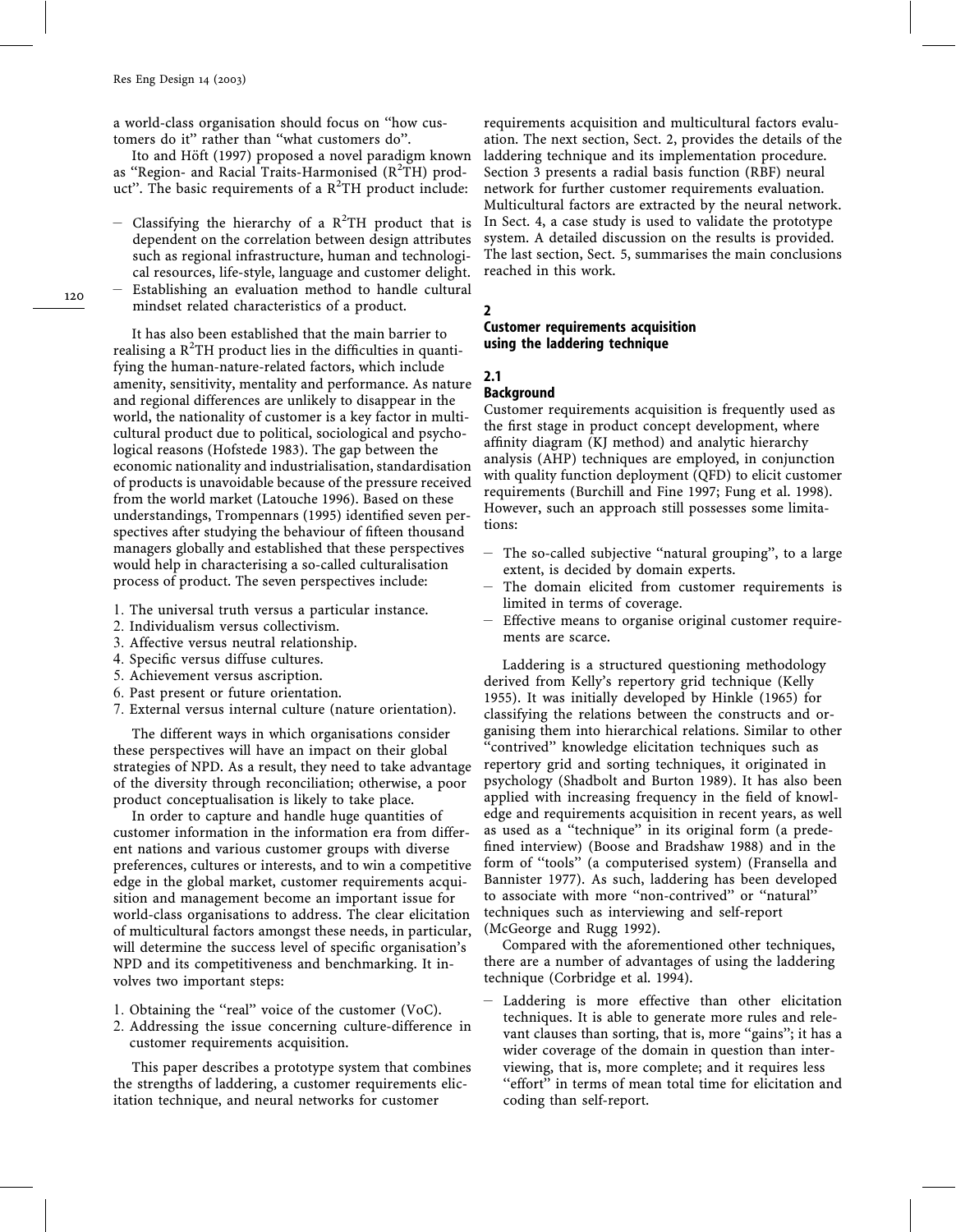a world-class organisation should focus on "how customers do it" rather than "what customers do".

Ito and Höft (1997) proposed a novel paradigm known as "Region- and Racial Traits-Harmonised ($R^2$TH) product". The basic requirements of a $R^2$TH product include:

- Classifying the hierarchy of a $R^2$TH product that is dependent on the correlation between design attributes such as regional infrastructure, human and technological resources, life-style, language and customer delight.
- Establishing an evaluation method to handle cultural mindset related characteristics of a product.

It has also been established that the main barrier to realising a $R^2$TH product lies in the difficulties in quantifying the human-nature-related factors, which include amenity, sensitivity, mentality and performance. As nature and regional differences are unlikely to disappear in the world, the nationality of customer is a key factor in multicultural product due to political, sociological and psychological reasons (Hofstede 1983). The gap between the economic nationality and industrialisation, standardisation of products is unavoidable because of the pressure received from the world market (Latouche 1996). Based on these understandings, Trompennars (1995) identified seven perspectives after studying the behaviour of fifteen thousand managers globally and established that these perspectives would help in characterising a so-called culturalisation process of product. The seven perspectives include:

1. The universal truth versus a particular instance.
2. Individualism versus collectivism.
3. Affective versus neutral relationship.
4. Specific versus diffuse cultures.
5. Achievement versus ascription.
6. Past present or future orientation.
7. External versus internal culture (nature orientation).

The different ways in which organisations consider these perspectives will have an impact on their global strategies of NPD. As a result, they need to take advantage of the diversity through reconciliation; otherwise, a poor product conceptualisation is likely to take place.

In order to capture and handle huge quantities of customer information in the information era from different nations and various customer groups with diverse preferences, cultures or interests, and to win a competitive edge in the global market, customer requirements acquisition and management become an important issue for world-class organisations to address. The clear elicitation of multicultural factors amongst these needs, in particular, will determine the success level of specific organisation's NPD and its competitiveness and benchmarking. It involves two important steps:

1. Obtaining the "real" voice of the customer (VoC).
2. Addressing the issue concerning culture-difference in customer requirements acquisition.

This paper describes a prototype system that combines the strengths of laddering, a customer requirements elicitation technique, and neural networks for customer requirements acquisition and multicultural factors evaluation. The next section, Sect. 2, provides the details of the laddering technique and its implementation procedure. Section 3 presents a radial basis function (RBF) neural network for further customer requirements evaluation. Multicultural factors are extracted by the neural network. In Sect. 4, a case study is used to validate the prototype system. A detailed discussion on the results is provided. The last section, Sect. 5, summarises the main conclusions reached in this work.

## 2 Customer requirements acquisition using the laddering technique

### 2.1 Background

Customer requirements acquisition is frequently used as the first stage in product concept development, where affinity diagram (KJ method) and analytic hierarchy analysis (AHP) techniques are employed, in conjunction with quality function deployment (QFD) to elicit customer requirements (Burchill and Fine 1997; Fung et al. 1998). However, such an approach still possesses some limitations:

- The so-called subjective "natural grouping", to a large extent, is decided by domain experts.
- The domain elicited from customer requirements is limited in terms of coverage.
- Effective means to organise original customer requirements are scarce.

Laddering is a structured questioning methodology derived from Kelly's repertory grid technique (Kelly 1955). It was initially developed by Hinkle (1965) for classifying the relations between the constructs and organising them into hierarchical relations. Similar to other "contrived" knowledge elicitation techniques such as repertory grid and sorting techniques, it originated in psychology (Shadbolt and Burton 1989). It has also been applied with increasing frequency in the field of knowledge and requirements acquisition in recent years, as well as used as a "technique" in its original form (a predefined interview) (Boose and Bradshaw 1988) and in the form of "tools" (a computerised system) (Fransella and Bannister 1977). As such, laddering has been developed to associate with more "non-contrived" or "natural" techniques such as interviewing and self-report (McGeorge and Rugg 1992).

Compared with the aforementioned other techniques, there are a number of advantages of using the laddering technique (Corbridge et al. 1994).

- Laddering is more effective than other elicitation techniques. It is able to generate more rules and relevant clauses than sorting, that is, more "gains"; it has a wider coverage of the domain in question than interviewing, that is, more complete; and it requires less "effort" in terms of mean total time for elicitation and coding than self-report.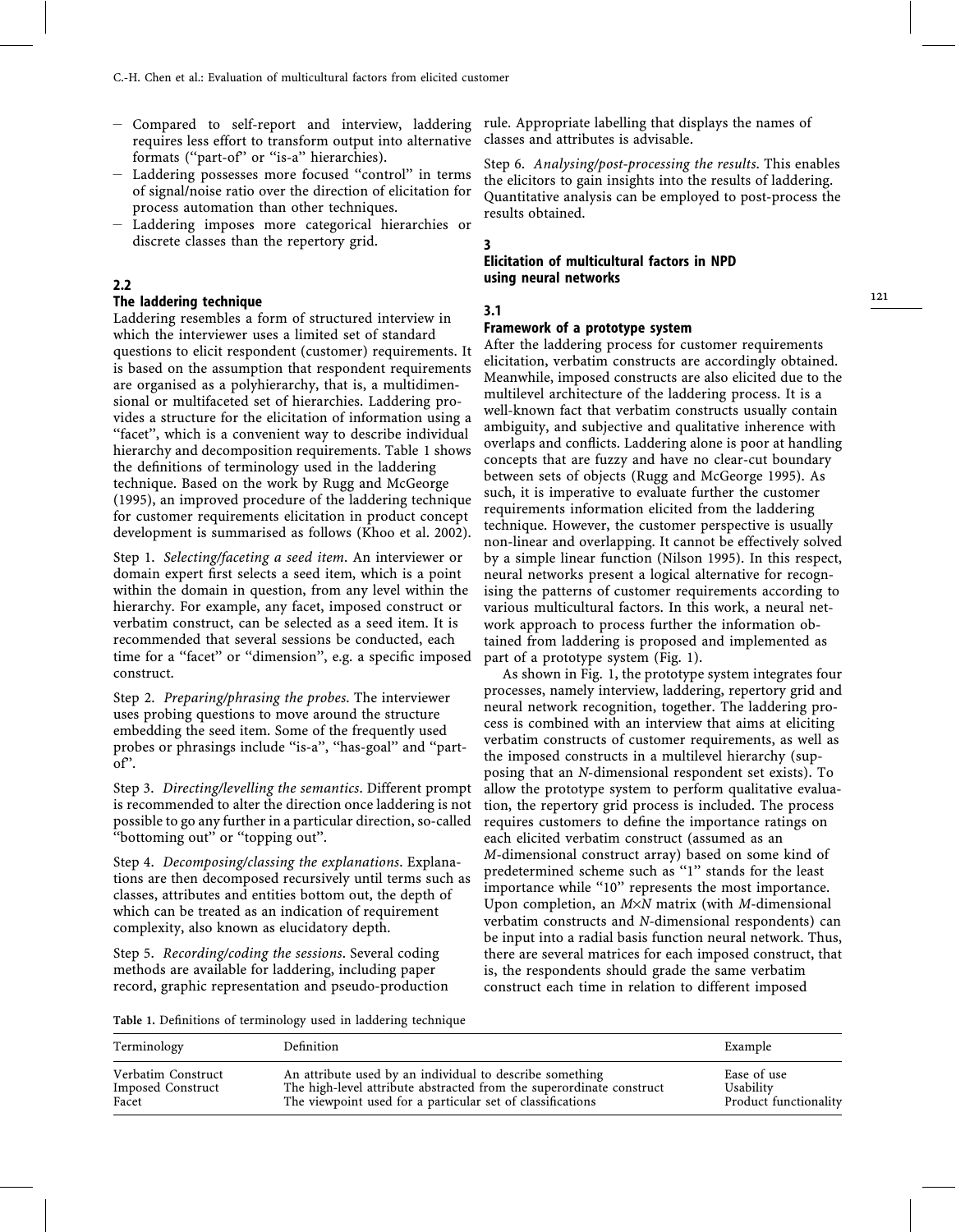- Compared to self-report and interview, laddering requires less effort to transform output into alternative formats ("part-of" or "is-a" hierarchies).
- Laddering possesses more focused "control" in terms of signal/noise ratio over the direction of elicitation for process automation than other techniques.
- Laddering imposes more categorical hierarchies or discrete classes than the repertory grid.

### 2.2 The laddering technique

Laddering resembles a form of structured interview in which the interviewer uses a limited set of standard questions to elicit respondent (customer) requirements. It is based on the assumption that respondent requirements are organised as a polyhierarchy, that is, a multidimensional or multifaceted set of hierarchies. Laddering provides a structure for the elicitation of information using a "facet", which is a convenient way to describe individual hierarchy and decomposition requirements. Table 1 shows the definitions of terminology used in the laddering technique. Based on the work by Rugg and McGeorge (1995), an improved procedure of the laddering technique for customer requirements elicitation in product concept development is summarised as follows (Khoo et al. 2002).

Step 1. *Selecting/faceting a seed item*. An interviewer or domain expert first selects a seed item, which is a point within the domain in question, from any level within the hierarchy. For example, any facet, imposed construct or verbatim construct, can be selected as a seed item. It is recommended that several sessions be conducted, each time for a "facet" or "dimension", e.g. a specific imposed construct.

Step 2. *Preparing/phrasing the probes*. The interviewer uses probing questions to move around the structure embedding the seed item. Some of the frequently used probes or phrasings include "is-a", "has-goal" and "part-of".

Step 3. *Directing/levelling the semantics*. Different prompt is recommended to alter the direction once laddering is not possible to go any further in a particular direction, so-called "bottoming out" or "topping out".

Step 4. *Decomposing/classing the explanations*. Explanations are then decomposed recursively until terms such as classes, attributes and entities bottom out, the depth of which can be treated as an indication of requirement complexity, also known as elucidatory depth.

Step 5. *Recording/coding the sessions*. Several coding methods are available for laddering, including paper record, graphic representation and pseudo-production rule. Appropriate labelling that displays the names of classes and attributes is advisable.

Step 6. *Analysing/post-processing the results*. This enables the elicitors to gain insights into the results of laddering. Quantitative analysis can be employed to post-process the results obtained.

## 3 Elicitation of multicultural factors in NPD using neural networks

### 3.1 Framework of a prototype system

After the laddering process for customer requirements elicitation, verbatim constructs are accordingly obtained. Meanwhile, imposed constructs are also elicited due to the multilevel architecture of the laddering process. It is a well-known fact that verbatim constructs usually contain ambiguity, and subjective and qualitative inherence with overlaps and conflicts. Laddering alone is poor at handling concepts that are fuzzy and have no clear-cut boundary between sets of objects (Rugg and McGeorge 1995). As such, it is imperative to evaluate further the customer requirements information elicited from the laddering technique. However, the customer perspective is usually non-linear and overlapping. It cannot be effectively solved by a simple linear function (Nilson 1995). In this respect, neural networks present a logical alternative for recognising the patterns of customer requirements according to various multicultural factors. In this work, a neural network approach to process further the information obtained from laddering is proposed and implemented as part of a prototype system (Fig. 1).

As shown in Fig. 1, the prototype system integrates four processes, namely interview, laddering, repertory grid and neural network recognition, together. The laddering process is combined with an interview that aims at eliciting verbatim constructs of customer requirements, as well as the imposed constructs in a multilevel hierarchy (supposing that an $N$-dimensional respondent set exists). To allow the prototype system to perform qualitative evaluation, the repertory grid process is included. The process requires customers to define the importance ratings on each elicited verbatim construct (assumed as an $M$-dimensional construct array) based on some kind of predetermined scheme such as "1" stands for the least importance while "10" represents the most importance. Upon completion, an $M \times N$ matrix (with $M$-dimensional verbatim constructs and $N$-dimensional respondents) can be input into a radial basis function neural network. Thus, there are several matrices for each imposed construct, that is, the respondents should grade the same verbatim construct each time in relation to different imposed

Table 1. Definitions of terminology used in laddering technique

| Terminology | Definition | Example |
|---|---|---|
| Verbatim Construct | An attribute used by an individual to describe something | Ease of use |
| Imposed Construct | The high-level attribute abstracted from the superordinate construct | Usability |
| Facet | The viewpoint used for a particular set of classifications | Product functionality |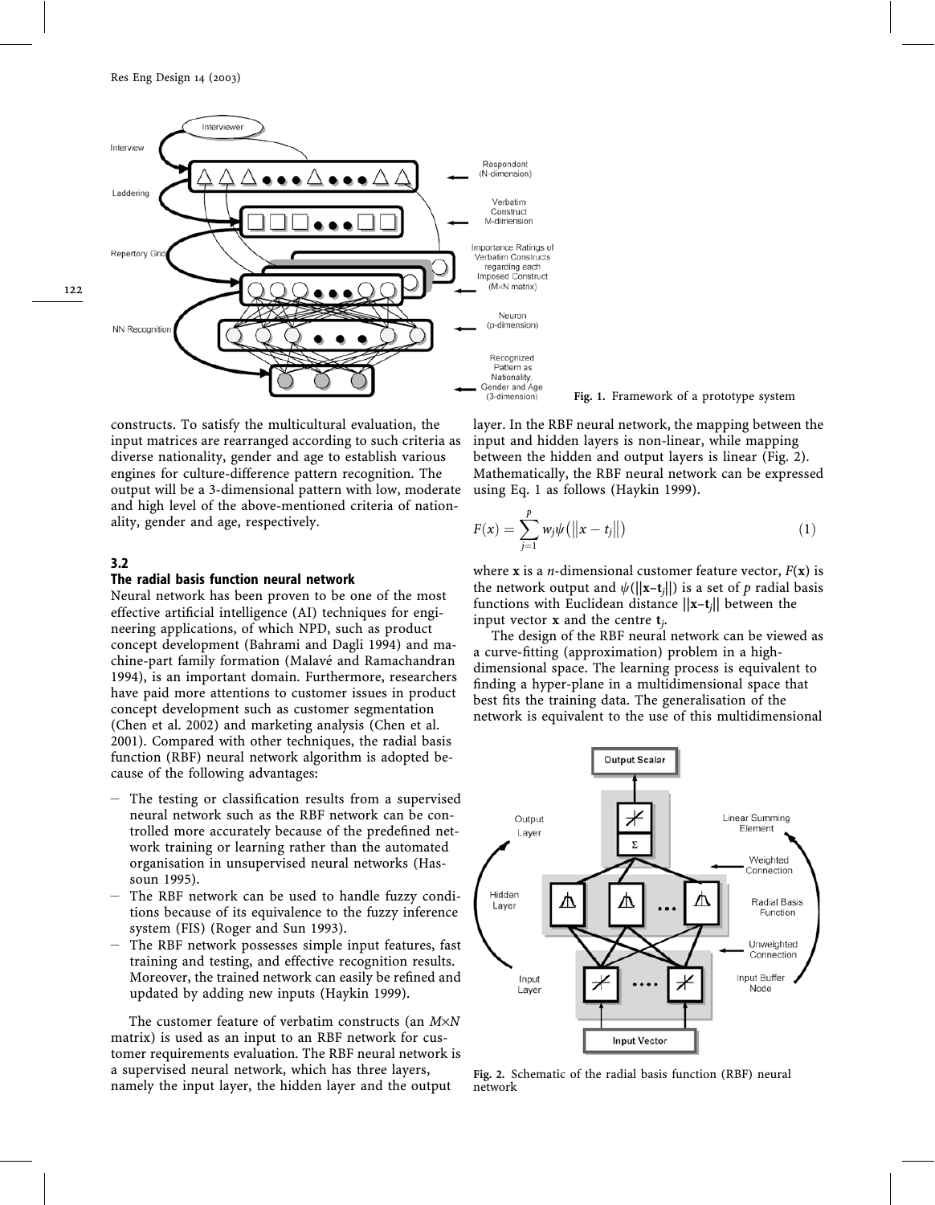Fig. 1. Framework of a prototype system

constructs. To satisfy the multicultural evaluation, the input matrices are rearranged according to such criteria as diverse nationality, gender and age to establish various engines for culture-difference pattern recognition. The output will be a 3-dimensional pattern with low, moderate and high level of the above-mentioned criteria of nationality, gender and age, respectively.

### 3.2
### The radial basis function neural network

Neural network has been proven to be one of the most effective artificial intelligence (AI) techniques for engineering applications, of which NPD, such as product concept development (Bahrami and Dagli 1994) and machine-part family formation (Malavé and Ramachandran 1994), is an important domain. Furthermore, researchers have paid more attentions to customer issues in product concept development such as customer segmentation (Chen et al. 2002) and marketing analysis (Chen et al. 2001). Compared with other techniques, the radial basis function (RBF) neural network algorithm is adopted because of the following advantages:

- The testing or classification results from a supervised neural network such as the RBF network can be controlled more accurately because of the predefined network training or learning rather than the automated organisation in unsupervised neural networks (Hassoun 1995).
- The RBF network can be used to handle fuzzy conditions because of its equivalence to the fuzzy inference system (FIS) (Roger and Sun 1993).
- The RBF network possesses simple input features, fast training and testing, and effective recognition results. Moreover, the trained network can easily be refined and updated by adding new inputs (Haykin 1999).

The customer feature of verbatim constructs (an $M \times N$ matrix) is used as an input to an RBF network for customer requirements evaluation. The RBF neural network is a supervised neural network, which has three layers, namely the input layer, the hidden layer and the output layer. In the RBF neural network, the mapping between the input and hidden layers is non-linear, while mapping between the hidden and output layers is linear (Fig. 2). Mathematically, the RBF neural network can be expressed using Eq. 1 as follows (Haykin 1999).

$$F(x) = \sum_{j=1}^{p} w_j \psi\left(\left\|x - t_j\right\|\right) \tag{1}$$

where $\mathbf{x}$ is a $n$-dimensional customer feature vector, $F(\mathbf{x})$ is the network output and $\psi(\|\mathbf{x}-\mathbf{t}_j\|)$ is a set of $p$ radial basis functions with Euclidean distance $\|\mathbf{x}-\mathbf{t}_j\|$ between the input vector $\mathbf{x}$ and the centre $\mathbf{t}_j$.

The design of the RBF neural network can be viewed as a curve-fitting (approximation) problem in a high-dimensional space. The learning process is equivalent to finding a hyper-plane in a multidimensional space that best fits the training data. The generalisation of the network is equivalent to the use of this multidimensional

Fig. 2. Schematic of the radial basis function (RBF) neural network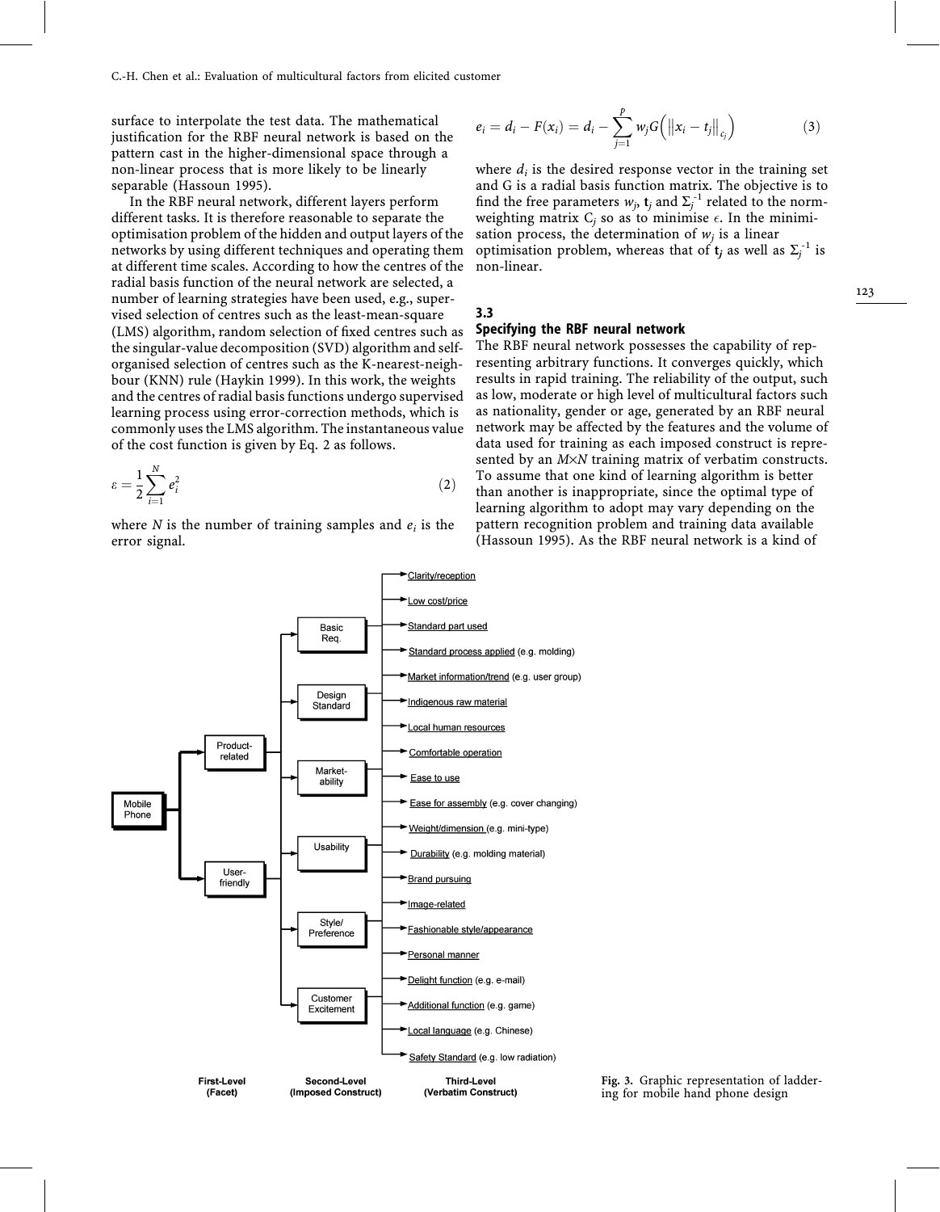surface to interpolate the test data. The mathematical justification for the RBF neural network is based on the pattern cast in the higher-dimensional space through a non-linear process that is more likely to be linearly separable (Hassoun 1995).

In the RBF neural network, different layers perform different tasks. It is therefore reasonable to separate the optimisation problem of the hidden and output layers of the networks by using different techniques and operating them at different time scales. According to how the centres of the radial basis function of the neural network are selected, a number of learning strategies have been used, e.g., supervised selection of centres such as the least-mean-square (LMS) algorithm, random selection of fixed centres such as the singular-value decomposition (SVD) algorithm and self-organised selection of centres such as the K-nearest-neighbour (KNN) rule (Haykin 1999). In this work, the weights and the centres of radial basis functions undergo supervised learning process using error-correction methods, which is commonly uses the LMS algorithm. The instantaneous value of the cost function is given by Eq. 2 as follows.

$$\varepsilon = \frac{1}{2}\sum_{i=1}^{N} e_i^2 \tag{2}$$

where $N$ is the number of training samples and $e_i$ is the error signal.

$$e_i = d_i - F(x_i) = d_i - \sum_{j=1}^{p} w_j G\left(\left\|x_i - t_j\right\|_{c_j}\right) \tag{3}$$

where $d_i$ is the desired response vector in the training set and G is a radial basis function matrix. The objective is to find the free parameters $w_j$, $\mathbf{t}_j$ and $\Sigma_j^{-1}$ related to the norm-weighting matrix $C_j$ so as to minimise $\epsilon$. In the minimisation process, the determination of $w_j$ is a linear optimisation problem, whereas that of $\mathbf{t}_j$ as well as $\Sigma_j^{-1}$ is non-linear.

### 3.3 Specifying the RBF neural network

The RBF neural network possesses the capability of representing arbitrary functions. It converges quickly, which results in rapid training. The reliability of the output, such as low, moderate or high level of multicultural factors such as nationality, gender or age, generated by an RBF neural network may be affected by the features and the volume of data used for training as each imposed construct is represented by an $M \times N$ training matrix of verbatim constructs. To assume that one kind of learning algorithm is better than another is inappropriate, since the optimal type of learning algorithm to adopt may vary depending on the pattern recognition problem and training data available (Hassoun 1995). As the RBF neural network is a kind of

Mobile Phone → First-Level (Facet): Product-related, User-friendly → Second-Level (Imposed Construct): Basic Req., Design Standard, Market-ability, Usability, Style/Preference, Customer Excitement → Third-Level (Verbatim Construct): Clarity/reception; Low cost/price; Standard part used; Standard process applied (e.g. molding); Market information/trend (e.g. user group); Indigenous raw material; Local human resources; Comfortable operation; Ease to use; Ease for assembly (e.g. cover changing); Weight/dimension (e.g. mini-type); Durability (e.g. molding material); Brand pursuing; Image-related; Fashionable style/appearance; Personal manner; Delight function (e.g. e-mail); Additional function (e.g. game); Local language (e.g. Chinese); Safety Standard (e.g. low radiation)

Fig. 3. Graphic representation of laddering for mobile hand phone design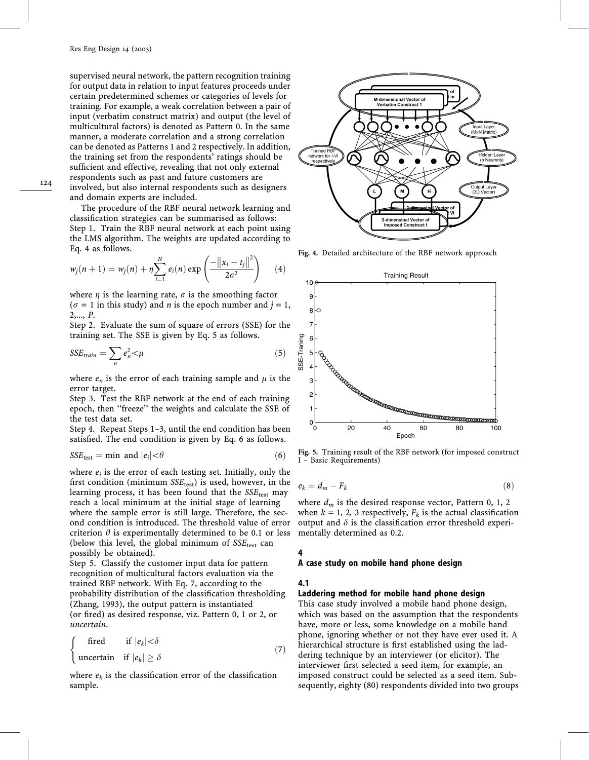supervised neural network, the pattern recognition training for output data in relation to input features proceeds under certain predetermined schemes or categories of levels for training. For example, a weak correlation between a pair of input (verbatim construct matrix) and output (the level of multicultural factors) is denoted as Pattern 0. In the same manner, a moderate correlation and a strong correlation can be denoted as Patterns 1 and 2 respectively. In addition, the training set from the respondents' ratings should be sufficient and effective, revealing that not only external respondents such as past and future customers are involved, but also internal respondents such as designers and domain experts are included.

The procedure of the RBF neural network learning and classification strategies can be summarised as follows:

Step 1. Train the RBF neural network at each point using the LMS algorithm. The weights are updated according to Eq. 4 as follows.

$$w_j(n+1) = w_j(n) + \eta \sum_{i=1}^{N} e_i(n) \exp\left(\frac{-\|x_i - t_j\|^2}{2\sigma^2}\right) \quad (4)$$

where $\eta$ is the learning rate, $\sigma$ is the smoothing factor ($\sigma = 1$ in this study) and $n$ is the epoch number and $j = 1, 2, \ldots, P$.

Step 2. Evaluate the sum of square of errors (SSE) for the training set. The SSE is given by Eq. 5 as follows.

$$SSE_{train} = \sum_{n} e_n^2 < \mu \quad (5)$$

where $e_n$ is the error of each training sample and $\mu$ is the error target.

Step 3. Test the RBF network at the end of each training epoch, then "freeze" the weights and calculate the SSE of the test data set.

Step 4. Repeat Steps 1–3, until the end condition has been satisfied. The end condition is given by Eq. 6 as follows.

$$SSE_{test} = \min \text{ and } |e_i| < \theta \quad (6)$$

where $e_i$ is the error of each testing set. Initially, only the first condition (minimum $SSE_{test}$) is used, however, in the learning process, it has been found that the $SSE_{test}$ may reach a local minimum at the initial stage of learning where the sample error is still large. Therefore, the second condition is introduced. The threshold value of error criterion $\theta$ is experimentally determined to be 0.1 or less (below this level, the global minimum of $SSE_{test}$ can possibly be obtained).

Step 5. Classify the customer input data for pattern recognition of multicultural factors evaluation via the trained RBF network. With Eq. 7, according to the probability distribution of the classification thresholding (Zhang, 1993), the output pattern is instantiated (or fired) as desired response, viz. Pattern 0, 1 or 2, or *uncertain*.

$$\begin{cases} \text{fired} & \text{if } |e_k| < \delta \\ \text{uncertain} & \text{if } |e_k| \geq \delta \end{cases} \quad (7)$$

where $e_k$ is the classification error of the classification sample.

Fig. 4. Detailed architecture of the RBF network approach

Fig. 5. Training result of the RBF network (for imposed construct I – Basic Requirements)

$$e_k = d_m - F_k \quad (8)$$

where $d_m$ is the desired response vector, Pattern 0, 1, 2 when $k = 1, 2, 3$ respectively, $F_k$ is the actual classification output and $\delta$ is the classification error threshold experimentally determined as 0.2.

## 4 A case study on mobile hand phone design

### 4.1 Laddering method for mobile hand phone design

This case study involved a mobile hand phone design, which was based on the assumption that the respondents have, more or less, some knowledge on a mobile hand phone, ignoring whether or not they have ever used it. A hierarchical structure is first established using the laddering technique by an interviewer (or elicitor). The interviewer first selected a seed item, for example, an imposed construct could be selected as a seed item. Subsequently, eighty (80) respondents divided into two groups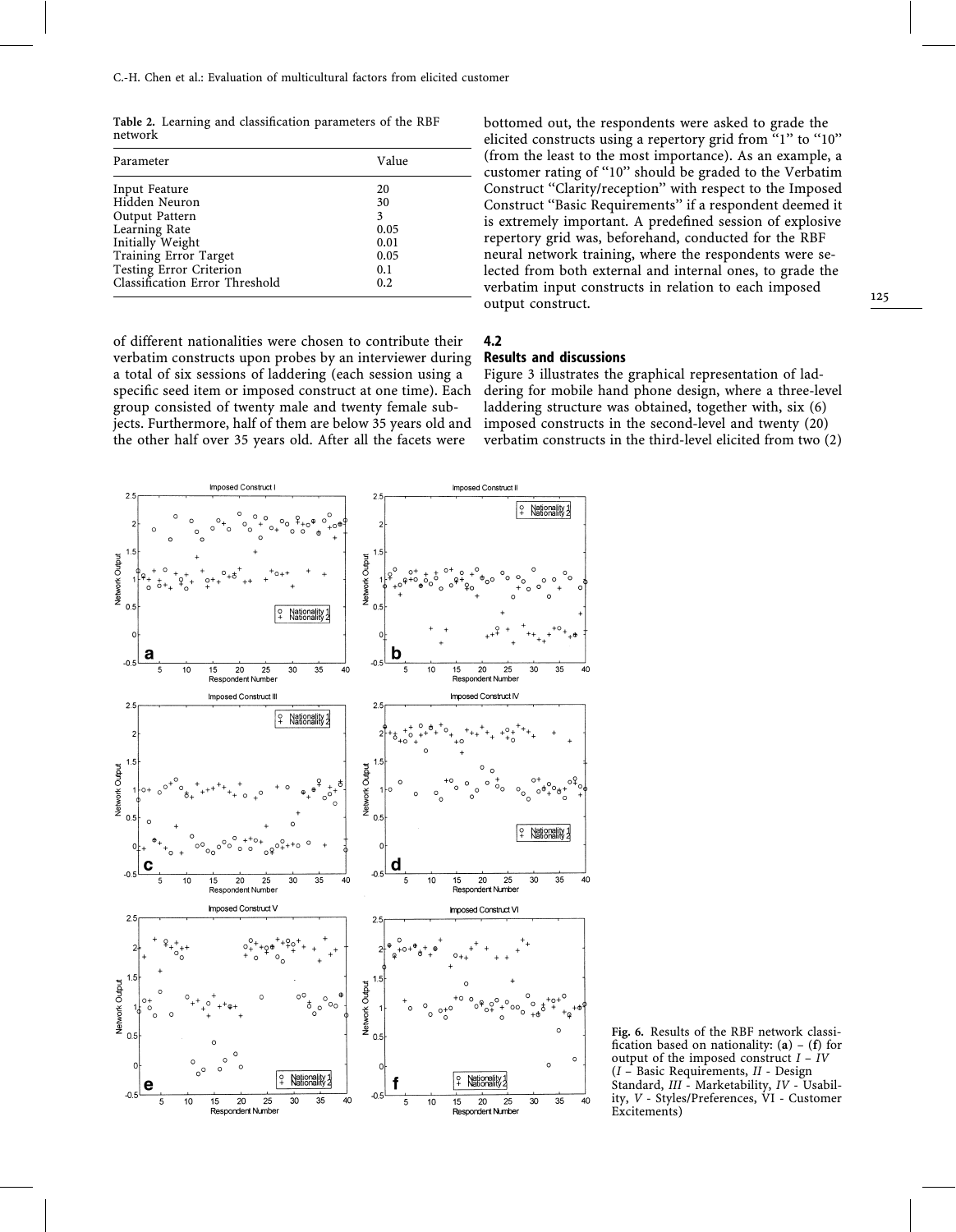**Table 2.** Learning and classification parameters of the RBF network

| Parameter | Value |
|---|---|
| Input Feature | 20 |
| Hidden Neuron | 30 |
| Output Pattern | 3 |
| Learning Rate | 0.05 |
| Initially Weight | 0.01 |
| Training Error Target | 0.05 |
| Testing Error Criterion | 0.1 |
| Classification Error Threshold | 0.2 |

of different nationalities were chosen to contribute their verbatim constructs upon probes by an interviewer during a total of six sessions of laddering (each session using a specific seed item or imposed construct at one time). Each group consisted of twenty male and twenty female subjects. Furthermore, half of them are below 35 years old and the other half over 35 years old. After all the facets were bottomed out, the respondents were asked to grade the elicited constructs using a repertory grid from "1" to "10" (from the least to the most importance). As an example, a customer rating of "10" should be graded to the Verbatim Construct "Clarity/reception" with respect to the Imposed Construct "Basic Requirements" if a respondent deemed it is extremely important. A predefined session of explosive repertory grid was, beforehand, conducted for the RBF neural network training, where the respondents were selected from both external and internal ones, to grade the verbatim input constructs in relation to each imposed output construct.

## 4.2 Results and discussions

Figure 3 illustrates the graphical representation of laddering for mobile hand phone design, where a three-level laddering structure was obtained, together with, six (6) imposed constructs in the second-level and twenty (20) verbatim constructs in the third-level elicited from two (2)

**Fig. 6.** Results of the RBF network classification based on nationality: (**a**) – (**f**) for output of the imposed construct *I* – *IV* (*I* – Basic Requirements, *II* - Design Standard, *III* - Marketability, *IV* - Usability, *V* - Styles/Preferences, VI - Customer Excitements)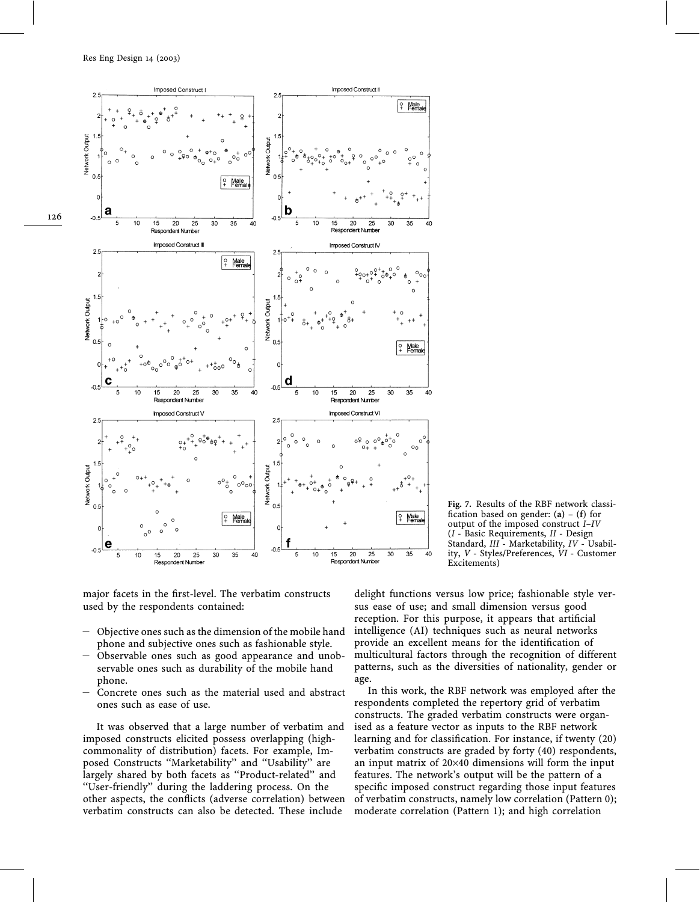Fig. 7. Results of the RBF network classification based on gender: (**a**) – (**f**) for output of the imposed construct *I–IV* (*I* - Basic Requirements, *II* - Design Standard, *III* - Marketability, *IV* - Usability, *V* - Styles/Preferences, *VI* - Customer Excitements)

major facets in the first-level. The verbatim constructs used by the respondents contained:

- Objective ones such as the dimension of the mobile hand phone and subjective ones such as fashionable style.
- Observable ones such as good appearance and unobservable ones such as durability of the mobile hand phone.
- Concrete ones such as the material used and abstract ones such as ease of use.

It was observed that a large number of verbatim and imposed constructs elicited possess overlapping (high-commonality of distribution) facets. For example, Imposed Constructs "Marketability" and "Usability" are largely shared by both facets as "Product-related" and "User-friendly" during the laddering process. On the other aspects, the conflicts (adverse correlation) between verbatim constructs can also be detected. These include delight functions versus low price; fashionable style versus ease of use; and small dimension versus good reception. For this purpose, it appears that artificial intelligence (AI) techniques such as neural networks provide an excellent means for the identification of multicultural factors through the recognition of different patterns, such as the diversities of nationality, gender or age.

In this work, the RBF network was employed after the respondents completed the repertory grid of verbatim constructs. The graded verbatim constructs were organised as a feature vector as inputs to the RBF network learning and for classification. For instance, if twenty (20) verbatim constructs are graded by forty (40) respondents, an input matrix of 20×40 dimensions will form the input features. The network's output will be the pattern of a specific imposed construct regarding those input features of verbatim constructs, namely low correlation (Pattern 0); moderate correlation (Pattern 1); and high correlation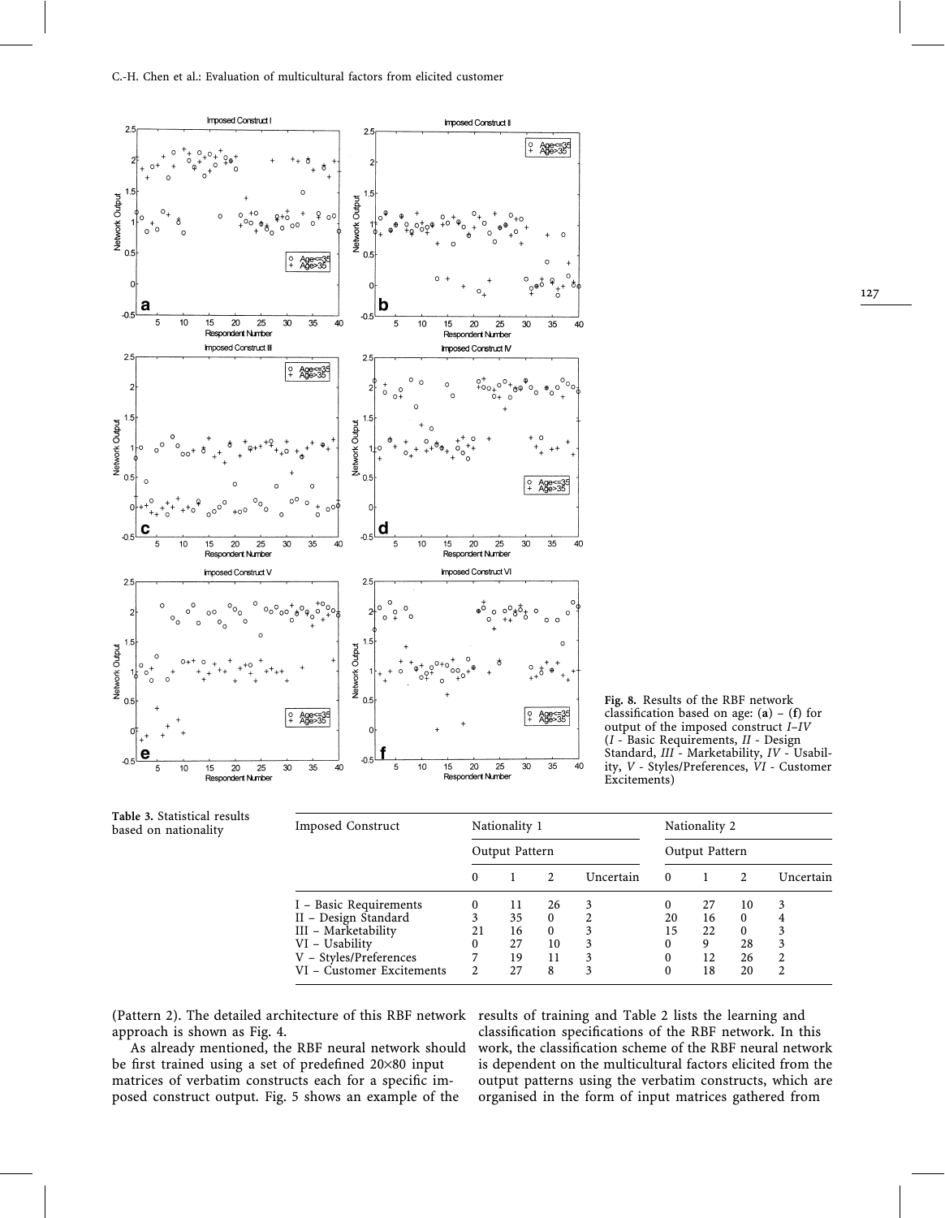Fig. 8. Results of the RBF network classification based on age: (**a**) – (**f**) for output of the imposed construct *I–IV* (*I* - Basic Requirements, *II* - Design Standard, *III* - Marketability, *IV* - Usability, *V* - Styles/Preferences, *VI* - Customer Excitements)

**Table 3.** Statistical results based on nationality

| Imposed Construct | Nationality 1 | | | | Nationality 2 | | | |
|---|---|---|---|---|---|---|---|---|
| | Output Pattern | | | | Output Pattern | | | |
| | 0 | 1 | 2 | Uncertain | 0 | 1 | 2 | Uncertain |
| I – Basic Requirements | 0 | 11 | 26 | 3 | 0 | 27 | 10 | 3 |
| II – Design Standard | 3 | 35 | 0 | 2 | 20 | 16 | 0 | 4 |
| III – Marketability | 21 | 16 | 0 | 3 | 15 | 22 | 0 | 3 |
| VI – Usability | 0 | 27 | 10 | 3 | 0 | 9 | 28 | 3 |
| V – Styles/Preferences | 7 | 19 | 11 | 3 | 0 | 12 | 26 | 2 |
| VI – Customer Excitements | 2 | 27 | 8 | 3 | 0 | 18 | 20 | 2 |

(Pattern 2). The detailed architecture of this RBF network approach is shown as Fig. 4.

As already mentioned, the RBF neural network should be first trained using a set of predefined 20×80 input matrices of verbatim constructs each for a specific imposed construct output. Fig. 5 shows an example of the results of training and Table 2 lists the learning and classification specifications of the RBF network. In this work, the classification scheme of the RBF neural network is dependent on the multicultural factors elicited from the output patterns using the verbatim constructs, which are organised in the form of input matrices gathered from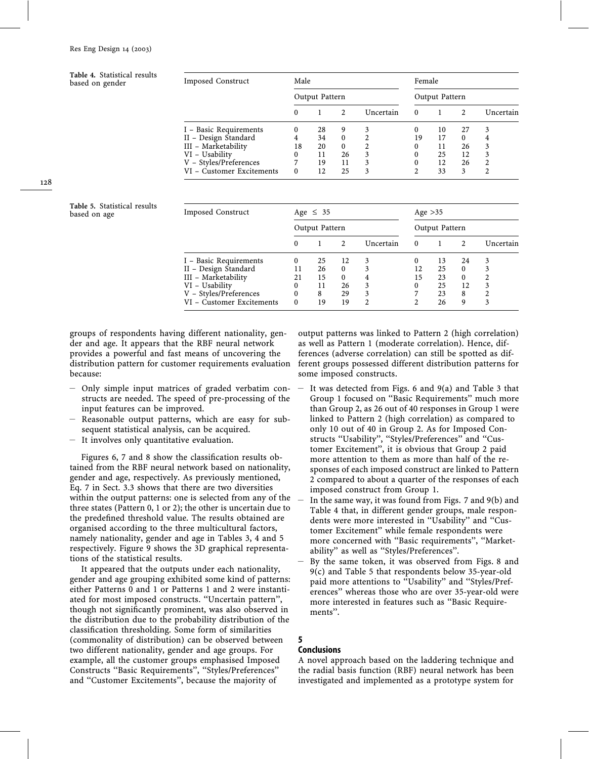Table 4. Statistical results based on gender

| Imposed Construct | Male | | | | Female | | | |
|---|---|---|---|---|---|---|---|---|
| | Output Pattern | | | | Output Pattern | | | |
| | 0 | 1 | 2 | Uncertain | 0 | 1 | 2 | Uncertain |
| I – Basic Requirements | 0 | 28 | 9 | 3 | 0 | 10 | 27 | 3 |
| II – Design Standard | 4 | 34 | 0 | 2 | 19 | 17 | 0 | 4 |
| III – Marketability | 18 | 20 | 0 | 2 | 0 | 11 | 26 | 3 |
| VI – Usability | 0 | 11 | 26 | 3 | 0 | 25 | 12 | 3 |
| V – Styles/Preferences | 7 | 19 | 11 | 3 | 0 | 12 | 26 | 2 |
| VI – Customer Excitements | 0 | 12 | 25 | 3 | 2 | 33 | 3 | 2 |

Table 5. Statistical results based on age

| Imposed Construct | Age ≤ 35 | | | | Age >35 | | | |
|---|---|---|---|---|---|---|---|---|
| | Output Pattern | | | | Output Pattern | | | |
| | 0 | 1 | 2 | Uncertain | 0 | 1 | 2 | Uncertain |
| I – Basic Requirements | 0 | 25 | 12 | 3 | 0 | 13 | 24 | 3 |
| II – Design Standard | 11 | 26 | 0 | 3 | 12 | 25 | 0 | 3 |
| III – Marketability | 21 | 15 | 0 | 4 | 15 | 23 | 0 | 2 |
| VI – Usability | 0 | 11 | 26 | 3 | 0 | 25 | 12 | 3 |
| V – Styles/Preferences | 0 | 8 | 29 | 3 | 7 | 23 | 8 | 2 |
| VI – Customer Excitements | 0 | 19 | 19 | 2 | 2 | 26 | 9 | 3 |

groups of respondents having different nationality, gender and age. It appears that the RBF neural network provides a powerful and fast means of uncovering the distribution pattern for customer requirements evaluation because:

- Only simple input matrices of graded verbatim constructs are needed. The speed of pre-processing of the input features can be improved.
- Reasonable output patterns, which are easy for subsequent statistical analysis, can be acquired.
- It involves only quantitative evaluation.

Figures 6, 7 and 8 show the classification results obtained from the RBF neural network based on nationality, gender and age, respectively. As previously mentioned, Eq. 7 in Sect. 3.3 shows that there are two diversities within the output patterns: one is selected from any of the three states (Pattern 0, 1 or 2); the other is uncertain due to the predefined threshold value. The results obtained are organised according to the three multicultural factors, namely nationality, gender and age in Tables 3, 4 and 5 respectively. Figure 9 shows the 3D graphical representations of the statistical results.

It appeared that the outputs under each nationality, gender and age grouping exhibited some kind of patterns: either Patterns 0 and 1 or Patterns 1 and 2 were instantiated for most imposed constructs. "Uncertain pattern", though not significantly prominent, was also observed in the distribution due to the probability distribution of the classification thresholding. Some form of similarities (commonality of distribution) can be observed between two different nationality, gender and age groups. For example, all the customer groups emphasised Imposed Constructs "Basic Requirements", "Styles/Preferences" and "Customer Excitements", because the majority of output patterns was linked to Pattern 2 (high correlation) as well as Pattern 1 (moderate correlation). Hence, differences (adverse correlation) can still be spotted as different groups possessed different distribution patterns for some imposed constructs.

- It was detected from Figs. 6 and 9(a) and Table 3 that Group 1 focused on "Basic Requirements" much more than Group 2, as 26 out of 40 responses in Group 1 were linked to Pattern 2 (high correlation) as compared to only 10 out of 40 in Group 2. As for Imposed Constructs "Usability", "Styles/Preferences" and "Customer Excitement", it is obvious that Group 2 paid more attention to them as more than half of the responses of each imposed construct are linked to Pattern 2 compared to about a quarter of the responses of each imposed construct from Group 1.
- In the same way, it was found from Figs. 7 and 9(b) and Table 4 that, in different gender groups, male respondents were more interested in "Usability" and "Customer Excitement" while female respondents were more concerned with "Basic requirements", "Marketability" as well as "Styles/Preferences".
- By the same token, it was observed from Figs. 8 and 9(c) and Table 5 that respondents below 35-year-old paid more attentions to "Usability" and "Styles/Preferences" whereas those who are over 35-year-old were more interested in features such as "Basic Requirements".

## 5 Conclusions

A novel approach based on the laddering technique and the radial basis function (RBF) neural network has been investigated and implemented as a prototype system for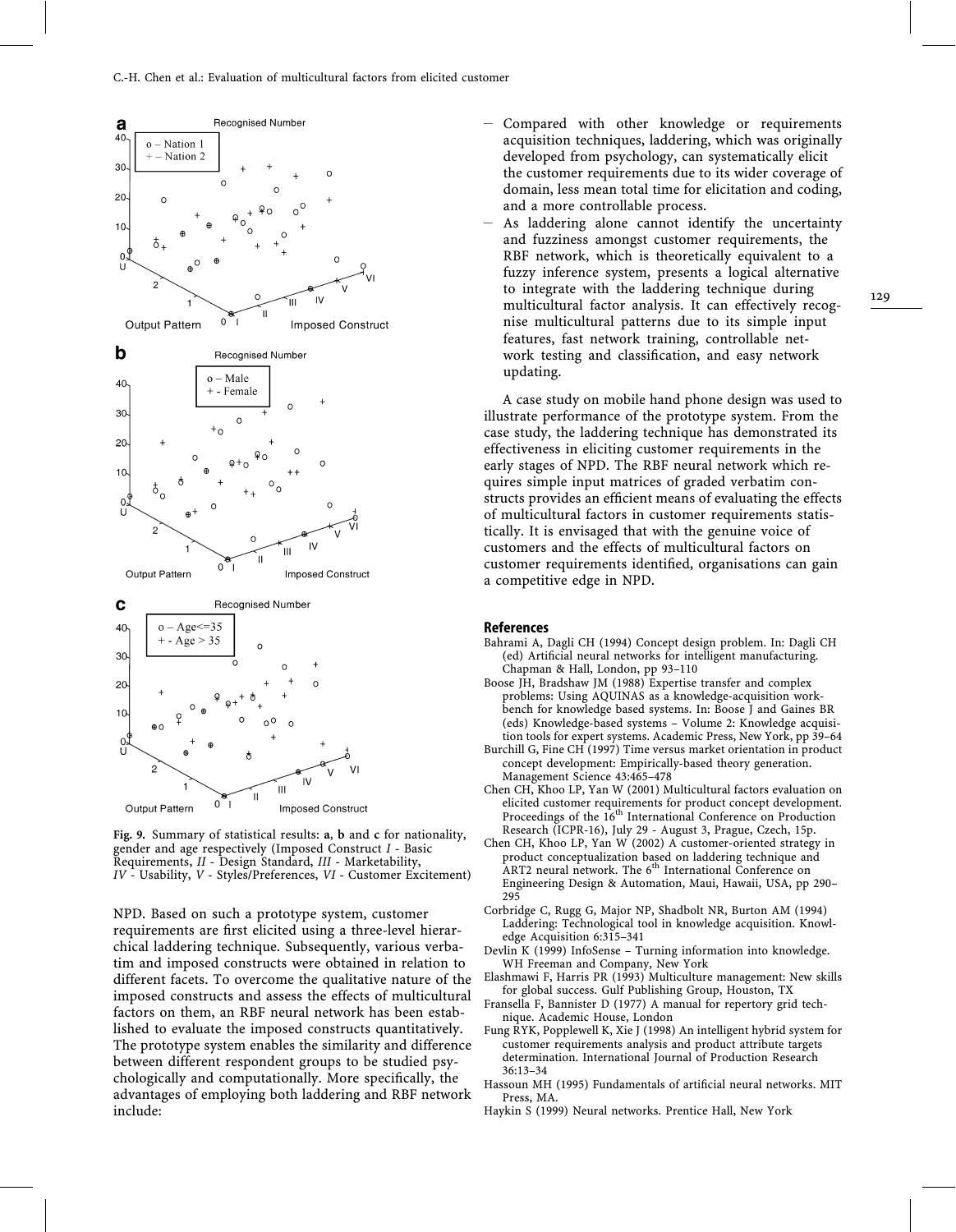Fig. 9. Summary of statistical results: **a**, **b** and **c** for nationality, gender and age respectively (Imposed Construct *I* - Basic Requirements, *II* - Design Standard, *III* - Marketability, *IV* - Usability, *V* - Styles/Preferences, *VI* - Customer Excitement)

NPD. Based on such a prototype system, customer requirements are first elicited using a three-level hierarchical laddering technique. Subsequently, various verbatim and imposed constructs were obtained in relation to different facets. To overcome the qualitative nature of the imposed constructs and assess the effects of multicultural factors on them, an RBF neural network has been established to evaluate the imposed constructs quantitatively. The prototype system enables the similarity and difference between different respondent groups to be studied psychologically and computationally. More specifically, the advantages of employing both laddering and RBF network include:

- Compared with other knowledge or requirements acquisition techniques, laddering, which was originally developed from psychology, can systematically elicit the customer requirements due to its wider coverage of domain, less mean total time for elicitation and coding, and a more controllable process.
- As laddering alone cannot identify the uncertainty and fuzziness amongst customer requirements, the RBF network, which is theoretically equivalent to a fuzzy inference system, presents a logical alternative to integrate with the laddering technique during multicultural factor analysis. It can effectively recognise multicultural patterns due to its simple input features, fast network training, controllable network testing and classification, and easy network updating.

A case study on mobile hand phone design was used to illustrate performance of the prototype system. From the case study, the laddering technique has demonstrated its effectiveness in eliciting customer requirements in the early stages of NPD. The RBF neural network which requires simple input matrices of graded verbatim constructs provides an efficient means of evaluating the effects of multicultural factors in customer requirements statistically. It is envisaged that with the genuine voice of customers and the effects of multicultural factors on customer requirements identified, organisations can gain a competitive edge in NPD.

## References

Bahrami A, Dagli CH (1994) Concept design problem. In: Dagli CH (ed) Artificial neural networks for intelligent manufacturing. Chapman & Hall, London, pp 93–110

Boose JH, Bradshaw JM (1988) Expertise transfer and complex problems: Using AQUINAS as a knowledge-acquisition workbench for knowledge based systems. In: Boose J and Gaines BR (eds) Knowledge-based systems – Volume 2: Knowledge acquisition tools for expert systems. Academic Press, New York, pp 39–64

Burchill G, Fine CH (1997) Time versus market orientation in product concept development: Empirically-based theory generation. Management Science 43:465–478

Chen CH, Khoo LP, Yan W (2001) Multicultural factors evaluation on elicited customer requirements for product concept development. Proceedings of the 16th International Conference on Production Research (ICPR-16), July 29 - August 3, Prague, Czech, 15p.

Chen CH, Khoo LP, Yan W (2002) A customer-oriented strategy in product conceptualization based on laddering technique and ART2 neural network. The 6th International Conference on Engineering Design & Automation, Maui, Hawaii, USA, pp 290–295

Corbridge C, Rugg G, Major NP, Shadbolt NR, Burton AM (1994) Laddering: Technological tool in knowledge acquisition. Knowledge Acquisition 6:315–341

Devlin K (1999) InfoSense – Turning information into knowledge. WH Freeman and Company, New York

Elashmawi F, Harris PR (1993) Multiculture management: New skills for global success. Gulf Publishing Group, Houston, TX

Fransella F, Bannister D (1977) A manual for repertory grid technique. Academic House, London

Fung RYK, Popplewell K, Xie J (1998) An intelligent hybrid system for customer requirements analysis and product attribute targets determination. International Journal of Production Research 36:13–34

Hassoun MH (1995) Fundamentals of artificial neural networks. MIT Press, MA.

Haykin S (1999) Neural networks. Prentice Hall, New York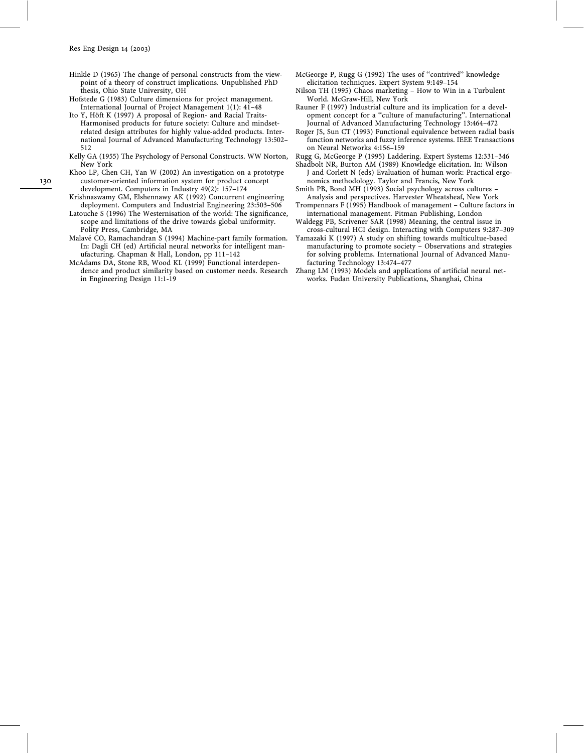Hinkle D (1965) The change of personal constructs from the viewpoint of a theory of construct implications. Unpublished PhD thesis, Ohio State University, OH

Hofstede G (1983) Culture dimensions for project management. International Journal of Project Management 1(1): 41–48

Ito Y, Höft K (1997) A proposal of Region- and Racial Traits-Harmonised products for future society: Culture and mindset-related design attributes for highly value-added products. International Journal of Advanced Manufacturing Technology 13:502–512

Kelly GA (1955) The Psychology of Personal Constructs. WW Norton, New York

Khoo LP, Chen CH, Yan W (2002) An investigation on a prototype customer-oriented information system for product concept development. Computers in Industry 49(2): 157–174

Krishnaswamy GM, Elshennawy AK (1992) Concurrent engineering deployment. Computers and Industrial Engineering 23:503–506

Latouche S (1996) The Westernisation of the world: The significance, scope and limitations of the drive towards global uniformity. Polity Press, Cambridge, MA

Malavé CO, Ramachandran S (1994) Machine-part family formation. In: Dagli CH (ed) Artificial neural networks for intelligent manufacturing. Chapman & Hall, London, pp 111–142

McAdams DA, Stone RB, Wood KL (1999) Functional interdependence and product similarity based on customer needs. Research in Engineering Design 11:1-19

McGeorge P, Rugg G (1992) The uses of "contrived" knowledge elicitation techniques. Expert System 9:149–154

Nilson TH (1995) Chaos marketing – How to Win in a Turbulent World. McGraw-Hill, New York

Rauner F (1997) Industrial culture and its implication for a development concept for a "culture of manufacturing". International Journal of Advanced Manufacturing Technology 13:464–472

Roger JS, Sun CT (1993) Functional equivalence between radial basis function networks and fuzzy inference systems. IEEE Transactions on Neural Networks 4:156–159

Rugg G, McGeorge P (1995) Laddering. Expert Systems 12:331–346

Shadbolt NR, Burton AM (1989) Knowledge elicitation. In: Wilson J and Corlett N (eds) Evaluation of human work: Practical ergonomics methodology. Taylor and Francis, New York

Smith PB, Bond MH (1993) Social psychology across cultures – Analysis and perspectives. Harvester Wheatsheaf, New York

Trompennars F (1995) Handbook of management – Culture factors in international management. Pitman Publishing, London

Waldegg PB, Scrivener SAR (1998) Meaning, the central issue in cross-cultural HCI design. Interacting with Computers 9:287–309

Yamazaki K (1997) A study on shifting towards multicultue-based manufacturing to promote society – Observations and strategies for solving problems. International Journal of Advanced Manufacturing Technology 13:474–477

Zhang LM (1993) Models and applications of artificial neural networks. Fudan University Publications, Shanghai, China